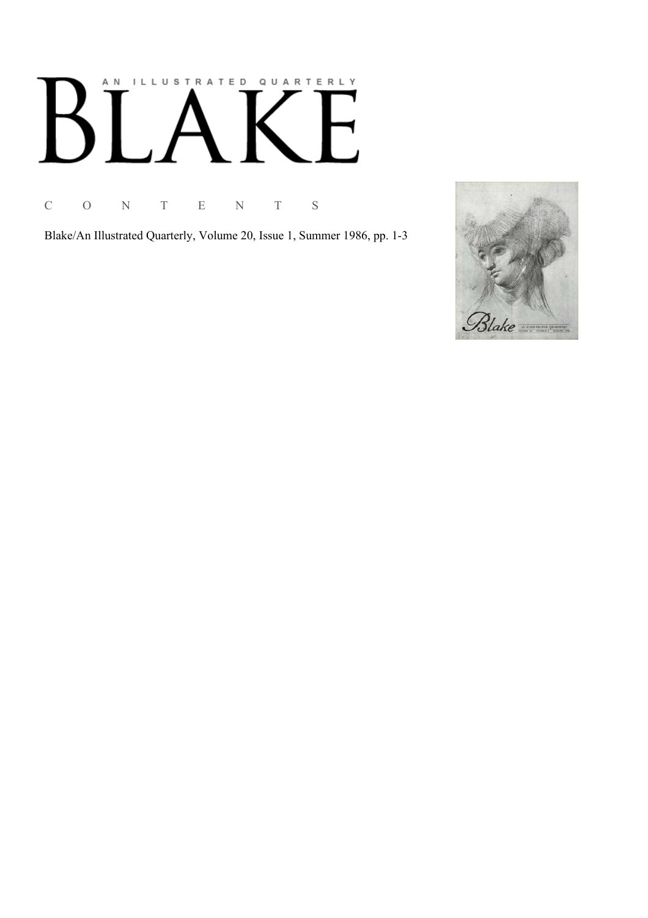AN ILLUSTRATED QUARTERLY

# BLAKE

C O N T E N T S

Blake/An Illustrated Quarterly, Volume 20, Issue 1, Summer 1986, pp. 1-3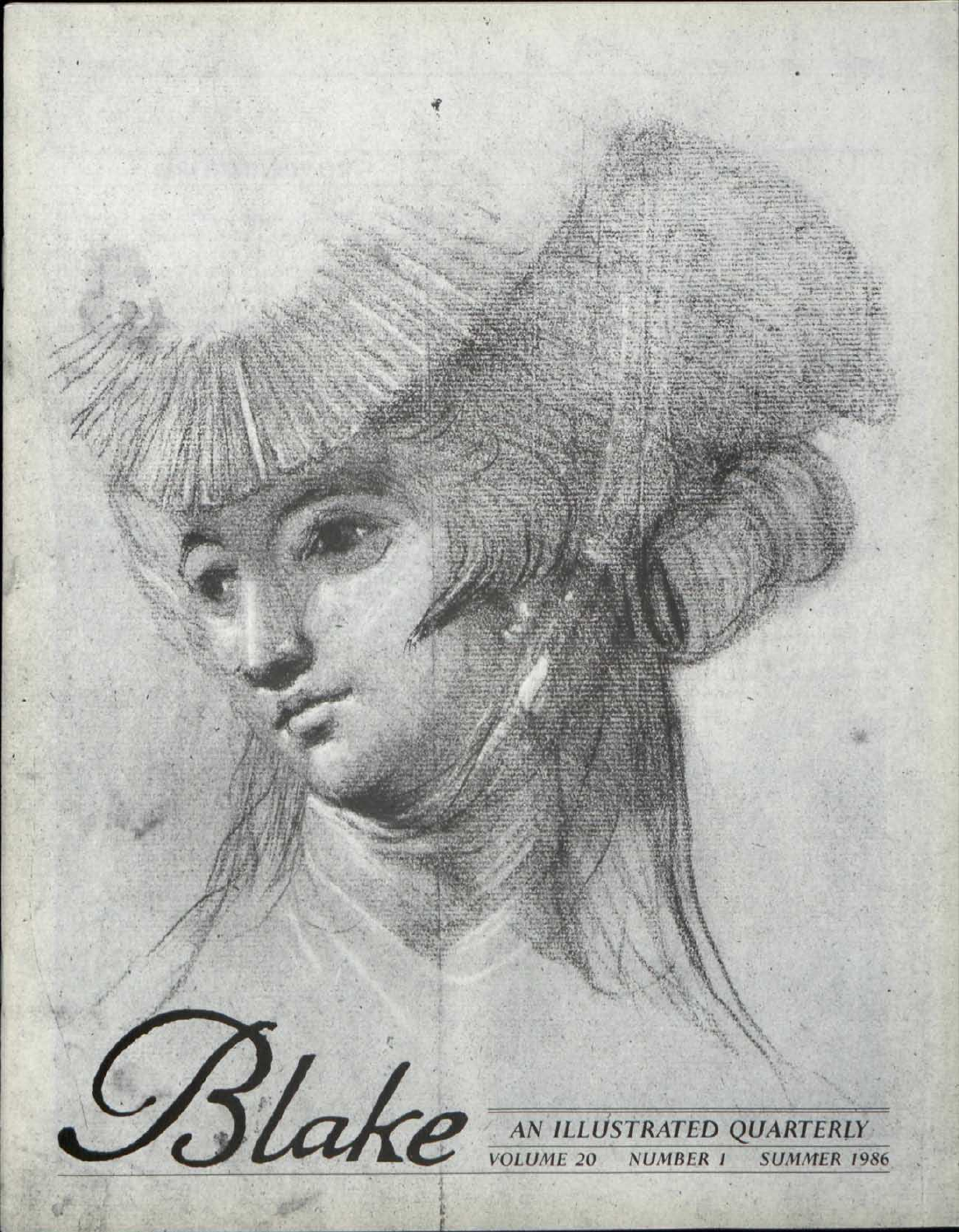# Blake

AN ILLUSTRATED QUARTERLY

VOLUME 20 NUMBER 1 SUMMER 1986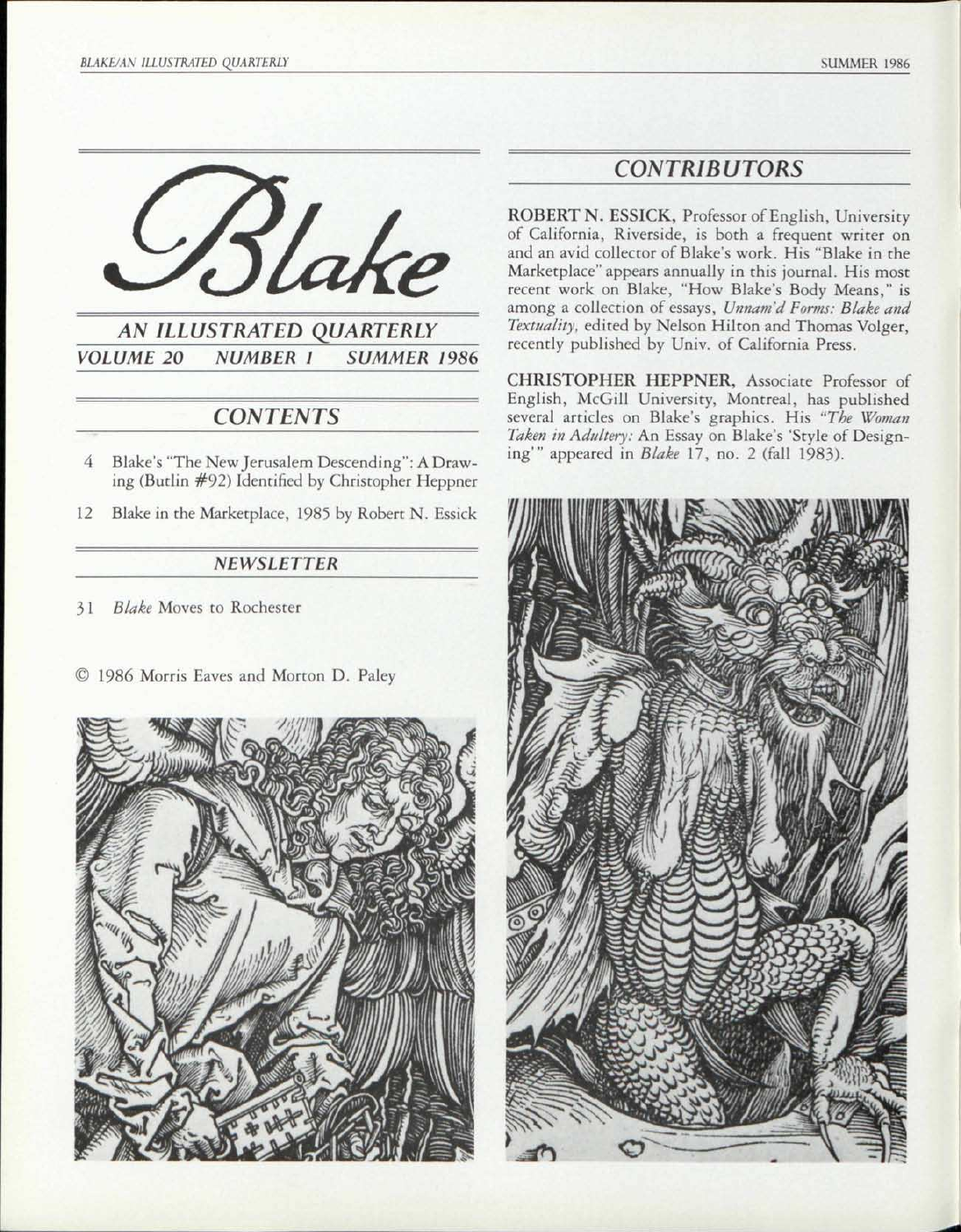# Blake

## AN ILLUSTRATED QUARTERLY

*VOLUME 20 NUMBER 1 SUMMER 1986*

## CONTENTS

4 Blake's "The New Jerusalem Descending": A Drawing (Butlin #92) Identified by Christopher Heppner

12 Blake in the Marketplace, 1985 by Robert N. Essick

## NEWSLETTER

31 *Blake* Moves to Rochester

© 1986 Morris Eaves and Morton D. Paley

## CONTRIBUTORS

ROBERT N. ESSICK, Professor of English, University of California, Riverside, is both a frequent writer on and an avid collector of Blake's work. His "Blake in the Marketplace" appears annually in this journal. His most recent work on Blake, "How Blake's Body Means," is among a collection of essays, *Unnam'd Forms: Blake and Textuality,* edited by Nelson Hilton and Thomas Volger, recently published by Univ. of California Press.

CHRISTOPHER HEPPNER, Associate Professor of English, McGill University, Montreal, has published several articles on Blake's graphics. His "*The Woman Taken in Adultery:* An Essay on Blake's 'Style of Designing'" appeared in *Blake* 17, no. 2 (fall 1983).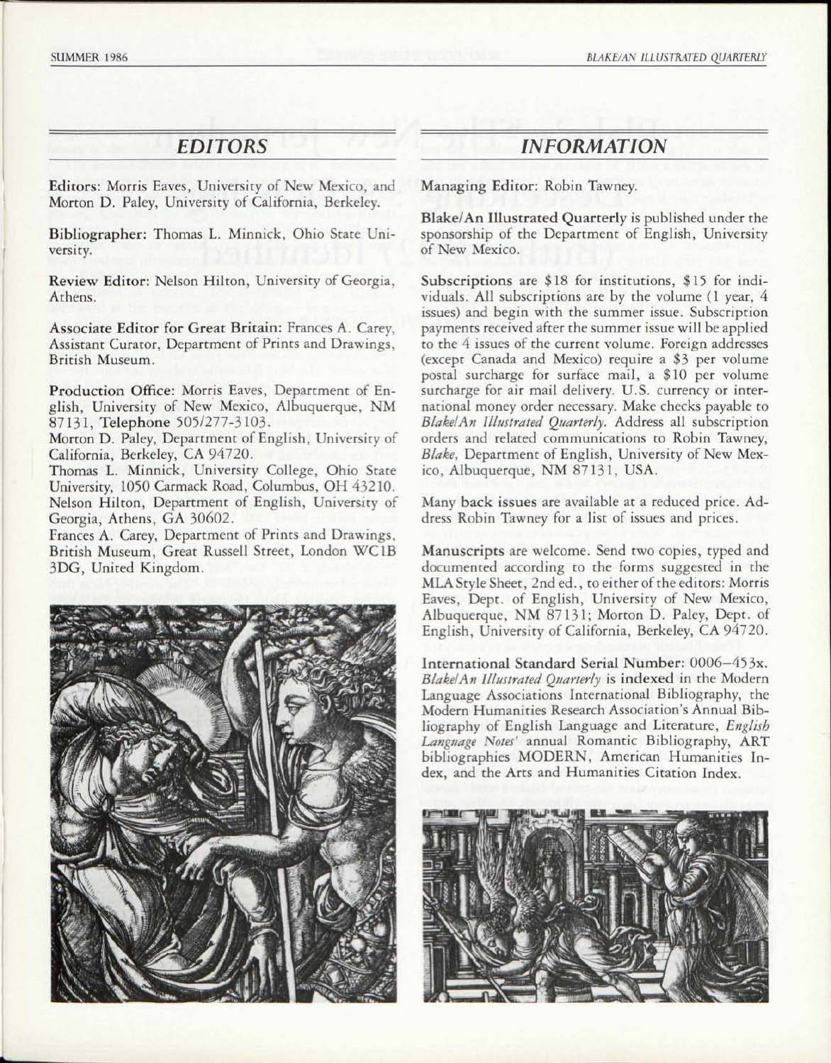## EDITORS

**Editors:** Morris Eaves, University of New Mexico, and Morton D. Paley, University of California, Berkeley.

**Bibliographer:** Thomas L. Minnick, Ohio State University.

**Review Editor:** Nelson Hilton, University of Georgia, Athens.

**Associate Editor for Great Britain:** Frances A. Carey, Assistant Curator, Department of Prints and Drawings, British Museum.

**Production Office:** Morris Eaves, Department of English, University of New Mexico, Albuquerque, NM 87131, **Telephone** 505/277-3103.

Morton D. Paley, Department of English, University of California, Berkeley, CA 94720.

Thomas L. Minnick, University College, Ohio State University, 1050 Carmack Road, Columbus, OH 43210.

Nelson Hilton, Department of English, University of Georgia, Athens, GA 30602.

Frances A. Carey, Department of Prints and Drawings, British Museum, Great Russell Street, London WC1B 3DG, United Kingdom.

## INFORMATION

**Managing Editor:** Robin Tawney.

**Blake/An Illustrated Quarterly** is published under the sponsorship of the Department of English, University of New Mexico.

**Subscriptions** are $18 for institutions, $15 for individuals. All subscriptions are by the volume (1 year, 4 issues) and begin with the summer issue. Subscription payments received after the summer issue will be applied to the 4 issues of the current volume. Foreign addresses (except Canada and Mexico) require a $3 per volume postal surcharge for surface mail, a $10 per volume surcharge for air mail delivery. U.S. currency or international money order necessary. Make checks payable to *Blake/An Illustrated Quarterly*. Address all subscription orders and related communications to Robin Tawney, *Blake*, Department of English, University of New Mexico, Albuquerque, NM 87131, USA.

Many **back issues** are available at a reduced price. Address Robin Tawney for a list of issues and prices.

**Manuscripts** are welcome. Send two copies, typed and documented according to the forms suggested in the MLA Style Sheet, 2nd ed., to either of the editors: Morris Eaves, Dept. of English, University of New Mexico, Albuquerque, NM 87131; Morton D. Paley, Dept. of English, University of California, Berkeley, CA 94720.

**International Standard Serial Number:** 0006-453x. *Blake/An Illustrated Quarterly* is **indexed** in the Modern Language Associations International Bibliography, the Modern Humanities Research Association's Annual Bibliography of English Language and Literature, *English Language Notes'* annual Romantic Bibliography, ART bibliographies MODERN, American Humanities Index, and the Arts and Humanities Citation Index.